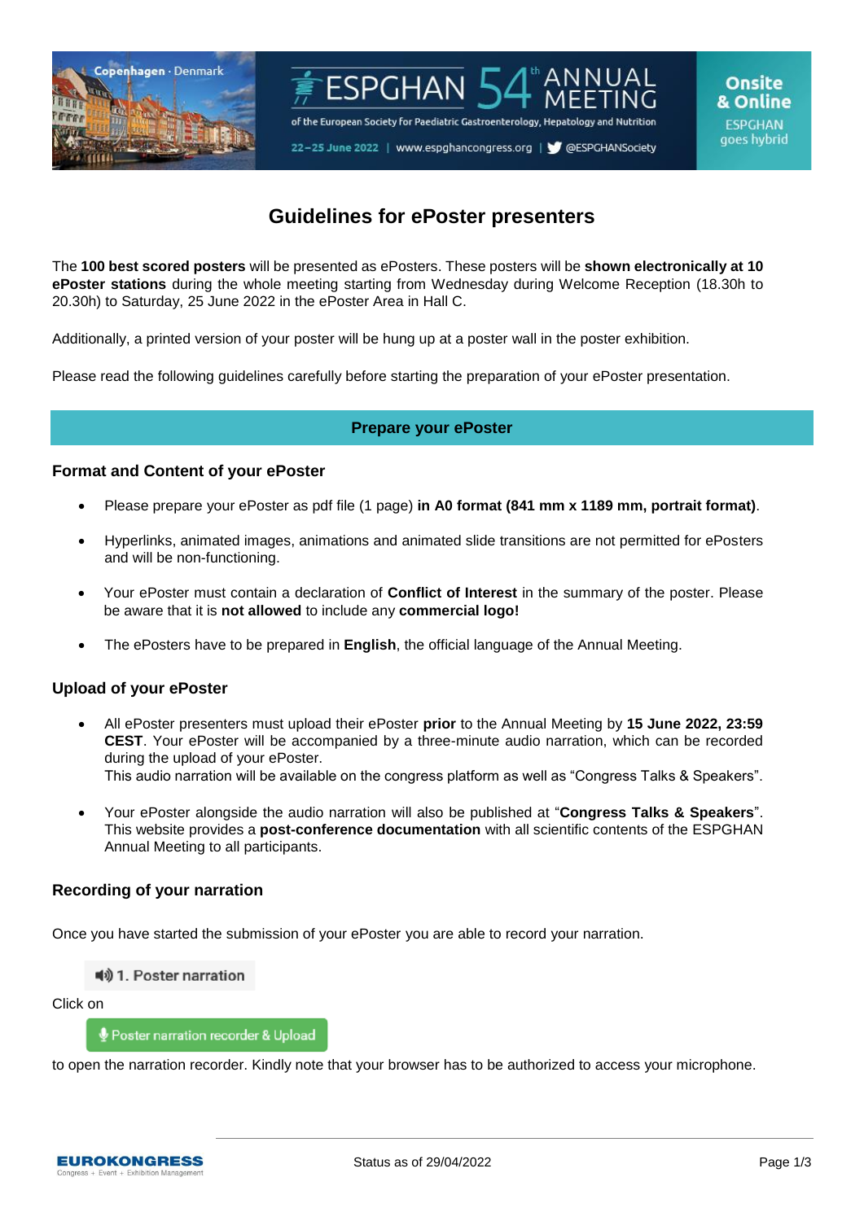# Guidelines for ePoster presenters

The **100 best scored posters** will be presented as ePosters. These posters will be **shown electronically at 10 ePoster stations** during the whole meeting starting from Wednesday during Welcome Reception (18.30h to 20.30h) to Saturday, 25 June 2022 in the ePoster Area in Hall C.

Additionally, a printed version of your poster will be hung up at a poster wall in the poster exhibition.

Please read the following guidelines carefully before starting the preparation of your ePoster presentation.

## Prepare your ePoster

### Format and Content of your ePoster

- Please prepare your ePoster as pdf file (1 page) **in A0 format (841 mm x 1189 mm, portrait format)**.
- Hyperlinks, animated images, animations and animated slide transitions are not permitted for ePosters and will be non-functioning.
- Your ePoster must contain a declaration of **Conflict of Interest** in the summary of the poster. Please be aware that it is **not allowed** to include any **commercial logo!**
- The ePosters have to be prepared in **English**, the official language of the Annual Meeting.

### Upload of your ePoster

- All ePoster presenters must upload their ePoster **prior** to the Annual Meeting by **15 June 2022, 23:59 CEST**. Your ePoster will be accompanied by a three-minute audio narration, which can be recorded during the upload of your ePoster.
  This audio narration will be available on the congress platform as well as "Congress Talks & Speakers".
- Your ePoster alongside the audio narration will also be published at "**Congress Talks & Speakers**". This website provides a **post-conference documentation** with all scientific contents of the ESPGHAN Annual Meeting to all participants.

### Recording of your narration

Once you have started the submission of your ePoster you are able to record your narration.

1. Poster narration

Click on

Poster narration recorder & Upload

to open the narration recorder. Kindly note that your browser has to be authorized to access your microphone.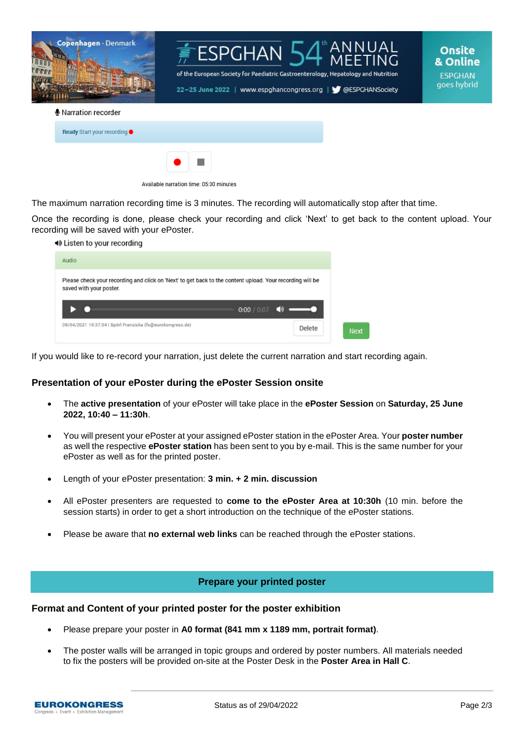🎙 Narration recorder

**Ready** Start your recording ●

Available narration time: 05:00 minutes

The maximum narration recording time is 3 minutes. The recording will automatically stop after that time.

Once the recording is done, please check your recording and click 'Next' to get back to the content upload. Your recording will be saved with your ePoster.

🔊 Listen to your recording

Audio

Please check your recording and click on 'Next' to get back to the content upload. Your recording will be saved with your poster.

0:00 / 0:07

09/04/2021 16:37:04 | Spörl Franziska (fs@eurokongress.de)

Delete

Next

If you would like to re-record your narration, just delete the current narration and start recording again.

### Presentation of your ePoster during the ePoster Session onsite

- The **active presentation** of your ePoster will take place in the **ePoster Session** on **Saturday, 25 June 2022, 10:40 – 11:30h**.
- You will present your ePoster at your assigned ePoster station in the ePoster Area. Your **poster number** as well the respective **ePoster station** has been sent to you by e-mail. This is the same number for your ePoster as well as for the printed poster.
- Length of your ePoster presentation: **3 min. + 2 min. discussion**
- All ePoster presenters are requested to **come to the ePoster Area at 10:30h** (10 min. before the session starts) in order to get a short introduction on the technique of the ePoster stations.
- Please be aware that **no external web links** can be reached through the ePoster stations.

## Prepare your printed poster

### Format and Content of your printed poster for the poster exhibition

- Please prepare your poster in **A0 format (841 mm x 1189 mm, portrait format)**.
- The poster walls will be arranged in topic groups and ordered by poster numbers. All materials needed to fix the posters will be provided on-site at the Poster Desk in the **Poster Area in Hall C**.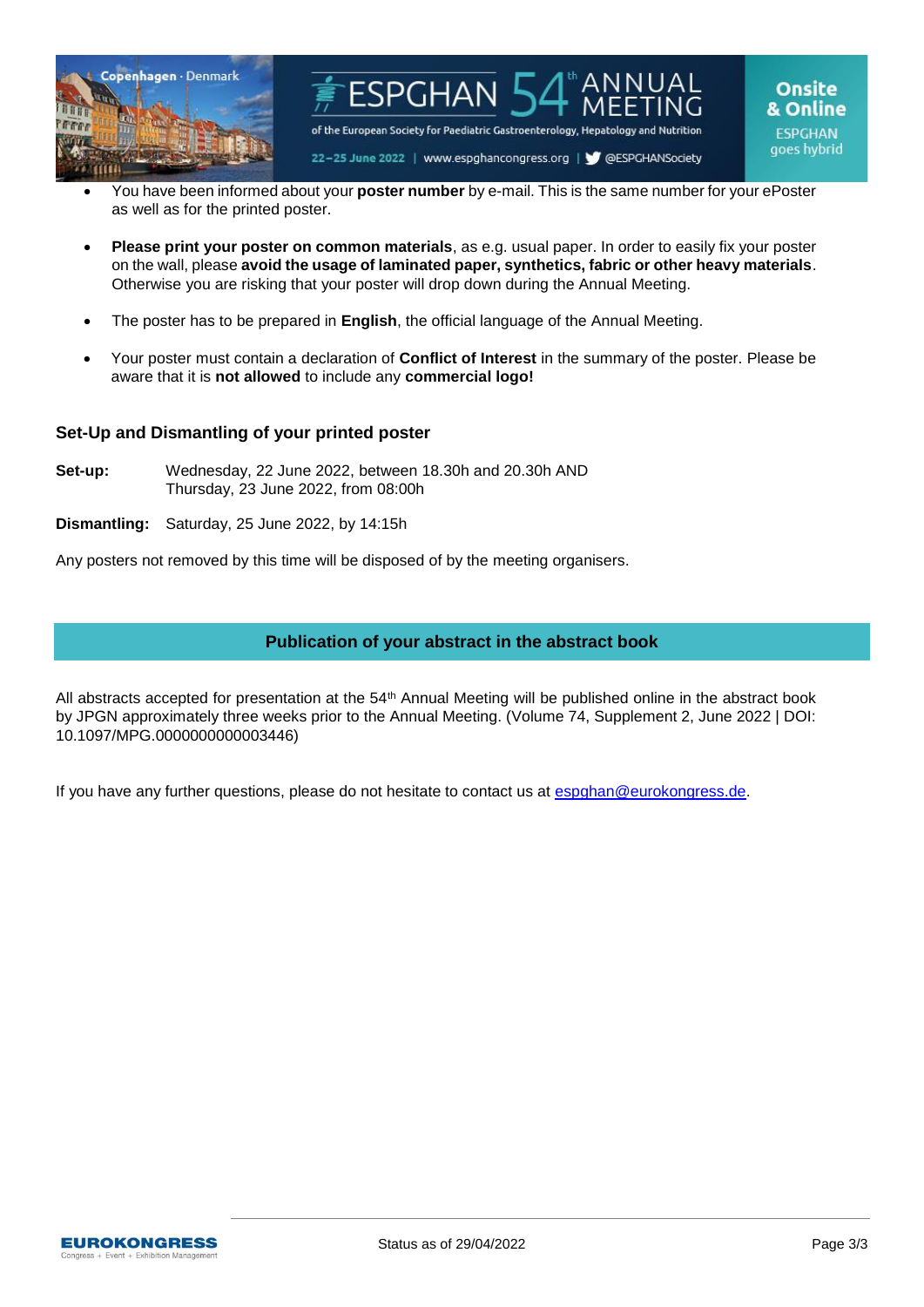- You have been informed about your **poster number** by e-mail. This is the same number for your ePoster as well as for the printed poster.

- **Please print your poster on common materials**, as e.g. usual paper. In order to easily fix your poster on the wall, please **avoid the usage of laminated paper, synthetics, fabric or other heavy materials**. Otherwise you are risking that your poster will drop down during the Annual Meeting.

- The poster has to be prepared in **English**, the official language of the Annual Meeting.

- Your poster must contain a declaration of **Conflict of Interest** in the summary of the poster. Please be aware that it is **not allowed** to include any **commercial logo!**

### Set-Up and Dismantling of your printed poster

**Set-up:** Wednesday, 22 June 2022, between 18.30h and 20.30h AND
Thursday, 23 June 2022, from 08:00h

**Dismantling:** Saturday, 25 June 2022, by 14:15h

Any posters not removed by this time will be disposed of by the meeting organisers.

## Publication of your abstract in the abstract book

All abstracts accepted for presentation at the 54th Annual Meeting will be published online in the abstract book by JPGN approximately three weeks prior to the Annual Meeting. (Volume 74, Supplement 2, June 2022 | DOI: 10.1097/MPG.0000000000003446)

If you have any further questions, please do not hesitate to contact us at espghan@eurokongress.de.

Status as of 29/04/2022